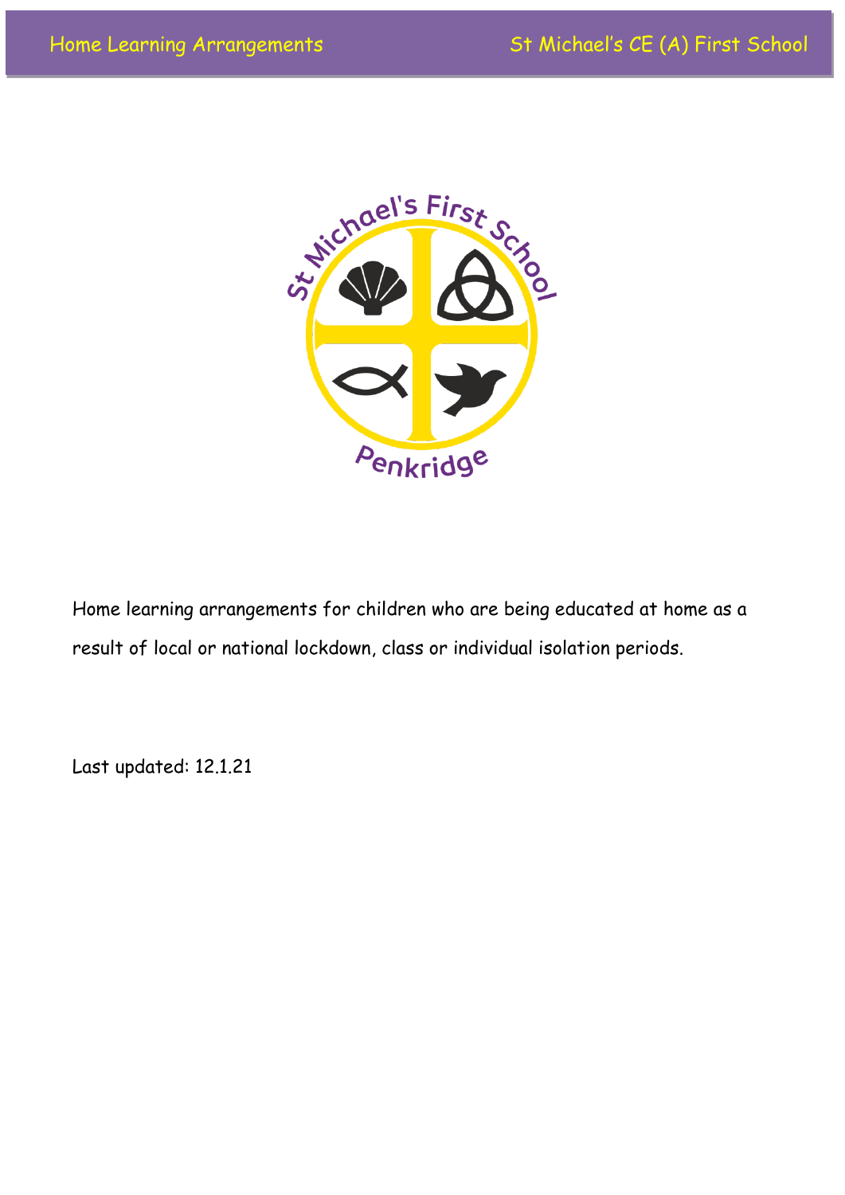Home learning arrangements for children who are being educated at home as a result of local or national lockdown, class or individual isolation periods.

Last updated: 12.1.21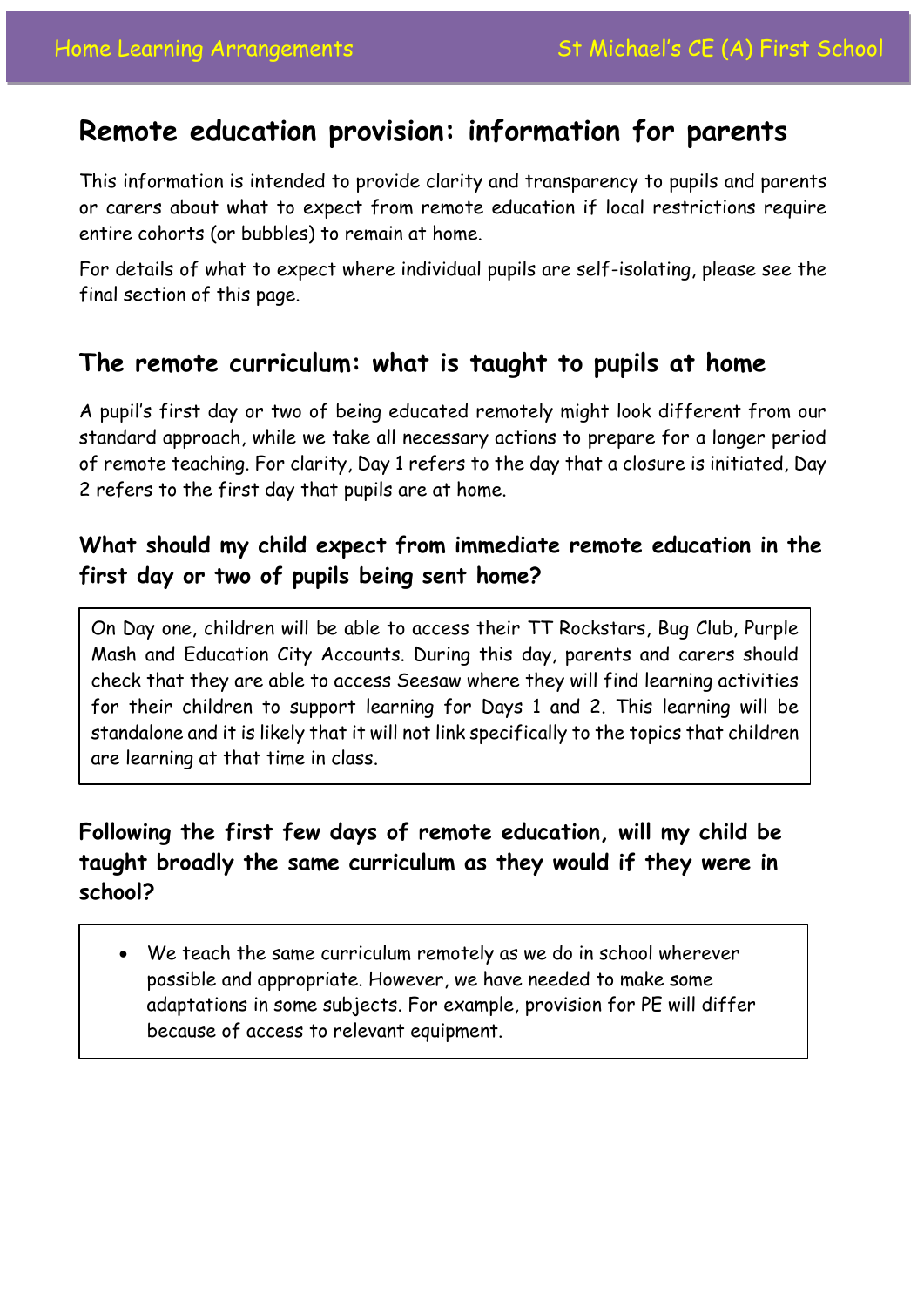# Remote education provision: information for parents

This information is intended to provide clarity and transparency to pupils and parents or carers about what to expect from remote education if local restrictions require entire cohorts (or bubbles) to remain at home.

For details of what to expect where individual pupils are self-isolating, please see the final section of this page.

## The remote curriculum: what is taught to pupils at home

A pupil's first day or two of being educated remotely might look different from our standard approach, while we take all necessary actions to prepare for a longer period of remote teaching. For clarity, Day 1 refers to the day that a closure is initiated, Day 2 refers to the first day that pupils are at home.

### What should my child expect from immediate remote education in the first day or two of pupils being sent home?

On Day one, children will be able to access their TT Rockstars, Bug Club, Purple Mash and Education City Accounts. During this day, parents and carers should check that they are able to access Seesaw where they will find learning activities for their children to support learning for Days 1 and 2. This learning will be standalone and it is likely that it will not link specifically to the topics that children are learning at that time in class.

### Following the first few days of remote education, will my child be taught broadly the same curriculum as they would if they were in school?

- We teach the same curriculum remotely as we do in school wherever possible and appropriate. However, we have needed to make some adaptations in some subjects. For example, provision for PE will differ because of access to relevant equipment.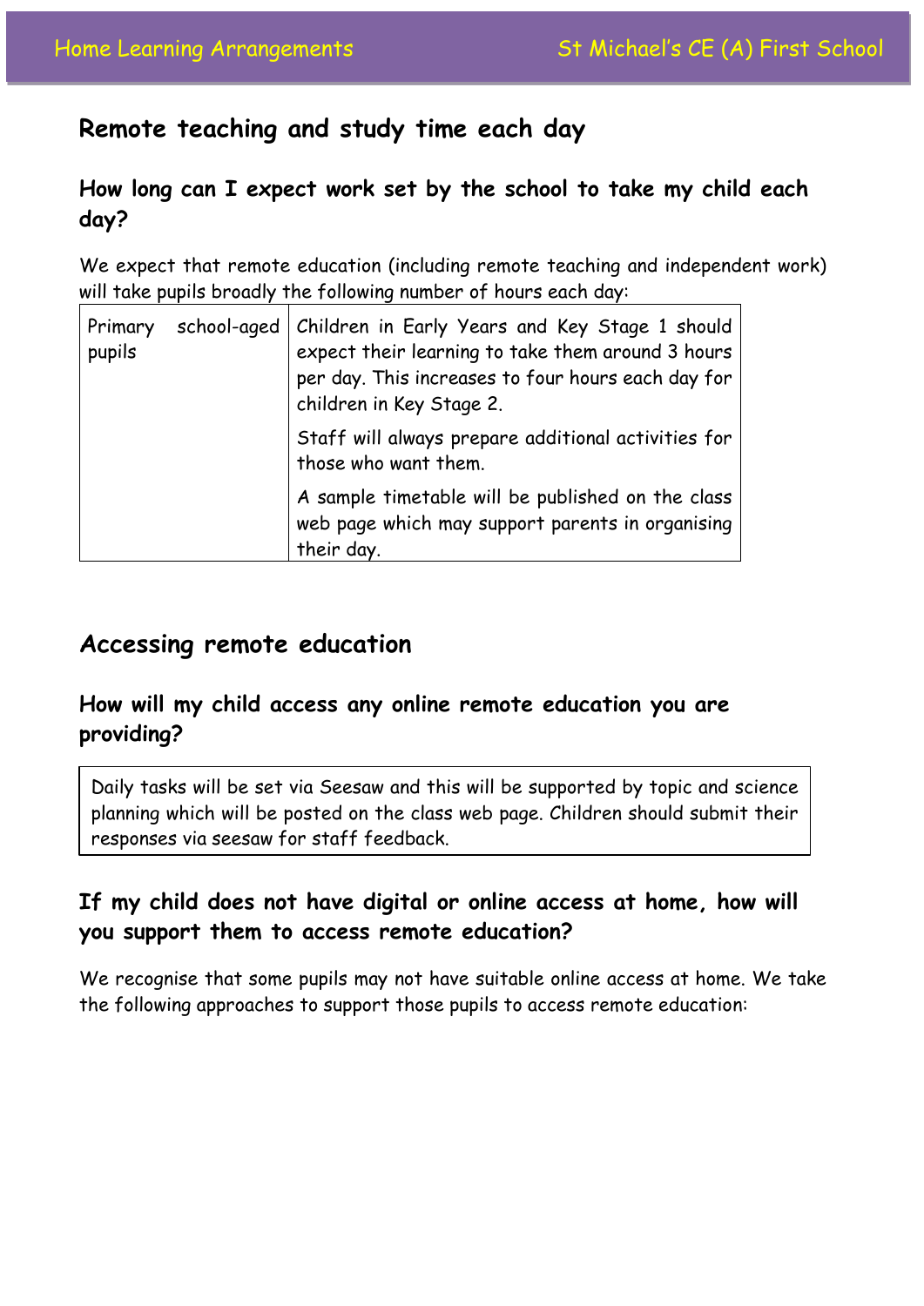## Remote teaching and study time each day

### How long can I expect work set by the school to take my child each day?

We expect that remote education (including remote teaching and independent work) will take pupils broadly the following number of hours each day:

| | |
|---|---|
| Primary school-aged pupils | Children in Early Years and Key Stage 1 should expect their learning to take them around 3 hours per day. This increases to four hours each day for children in Key Stage 2.<br><br>Staff will always prepare additional activities for those who want them.<br><br>A sample timetable will be published on the class web page which may support parents in organising their day. |

## Accessing remote education

### How will my child access any online remote education you are providing?

| |
|---|
| Daily tasks will be set via Seesaw and this will be supported by topic and science planning which will be posted on the class web page. Children should submit their responses via seesaw for staff feedback. |

### If my child does not have digital or online access at home, how will you support them to access remote education?

We recognise that some pupils may not have suitable online access at home. We take the following approaches to support those pupils to access remote education: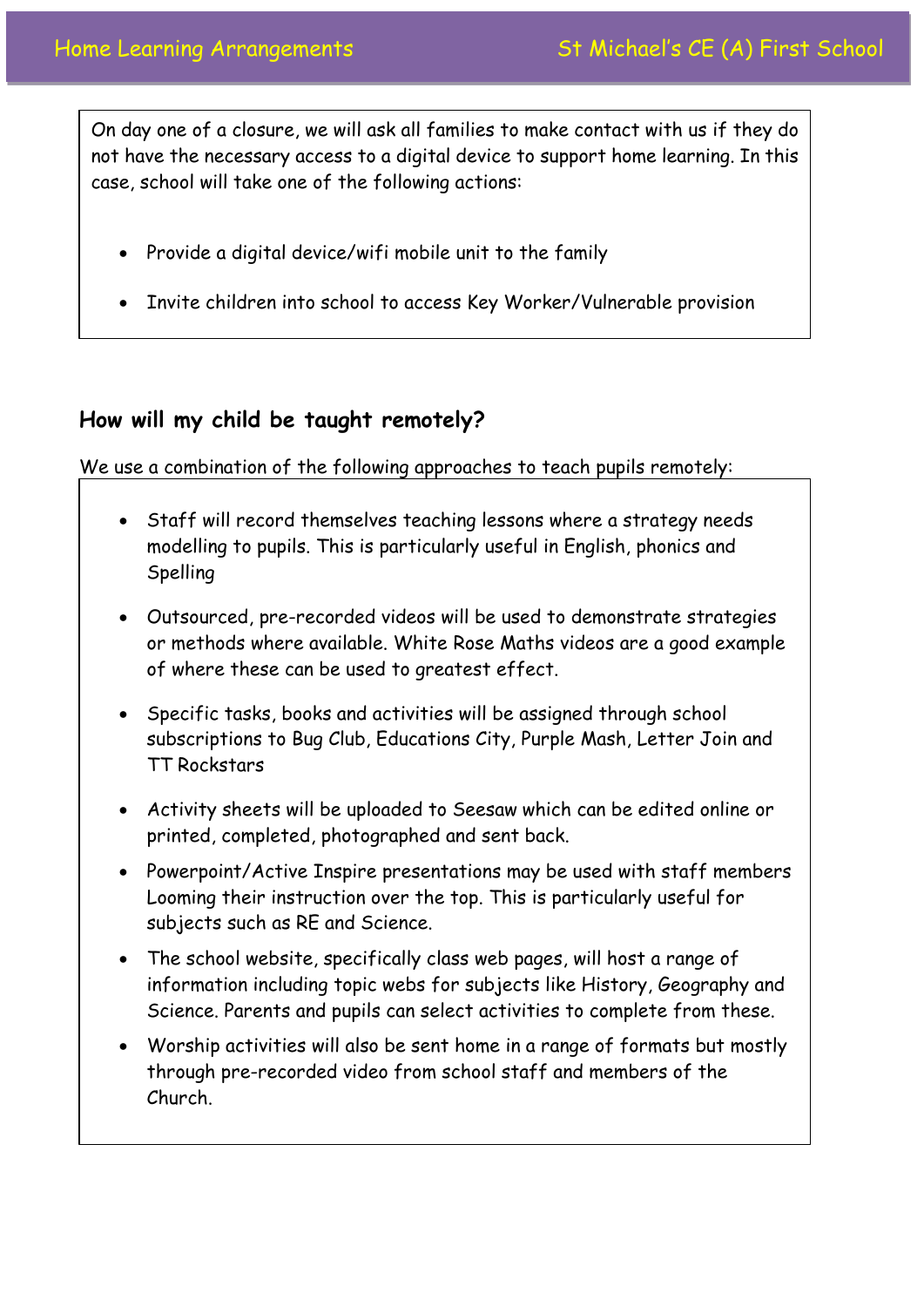On day one of a closure, we will ask all families to make contact with us if they do not have the necessary access to a digital device to support home learning. In this case, school will take one of the following actions:

- Provide a digital device/wifi mobile unit to the family
- Invite children into school to access Key Worker/Vulnerable provision

## How will my child be taught remotely?

We use a combination of the following approaches to teach pupils remotely:

- Staff will record themselves teaching lessons where a strategy needs modelling to pupils. This is particularly useful in English, phonics and Spelling
- Outsourced, pre-recorded videos will be used to demonstrate strategies or methods where available. White Rose Maths videos are a good example of where these can be used to greatest effect.
- Specific tasks, books and activities will be assigned through school subscriptions to Bug Club, Educations City, Purple Mash, Letter Join and TT Rockstars
- Activity sheets will be uploaded to Seesaw which can be edited online or printed, completed, photographed and sent back.
- Powerpoint/Active Inspire presentations may be used with staff members Looming their instruction over the top. This is particularly useful for subjects such as RE and Science.
- The school website, specifically class web pages, will host a range of information including topic webs for subjects like History, Geography and Science. Parents and pupils can select activities to complete from these.
- Worship activities will also be sent home in a range of formats but mostly through pre-recorded video from school staff and members of the Church.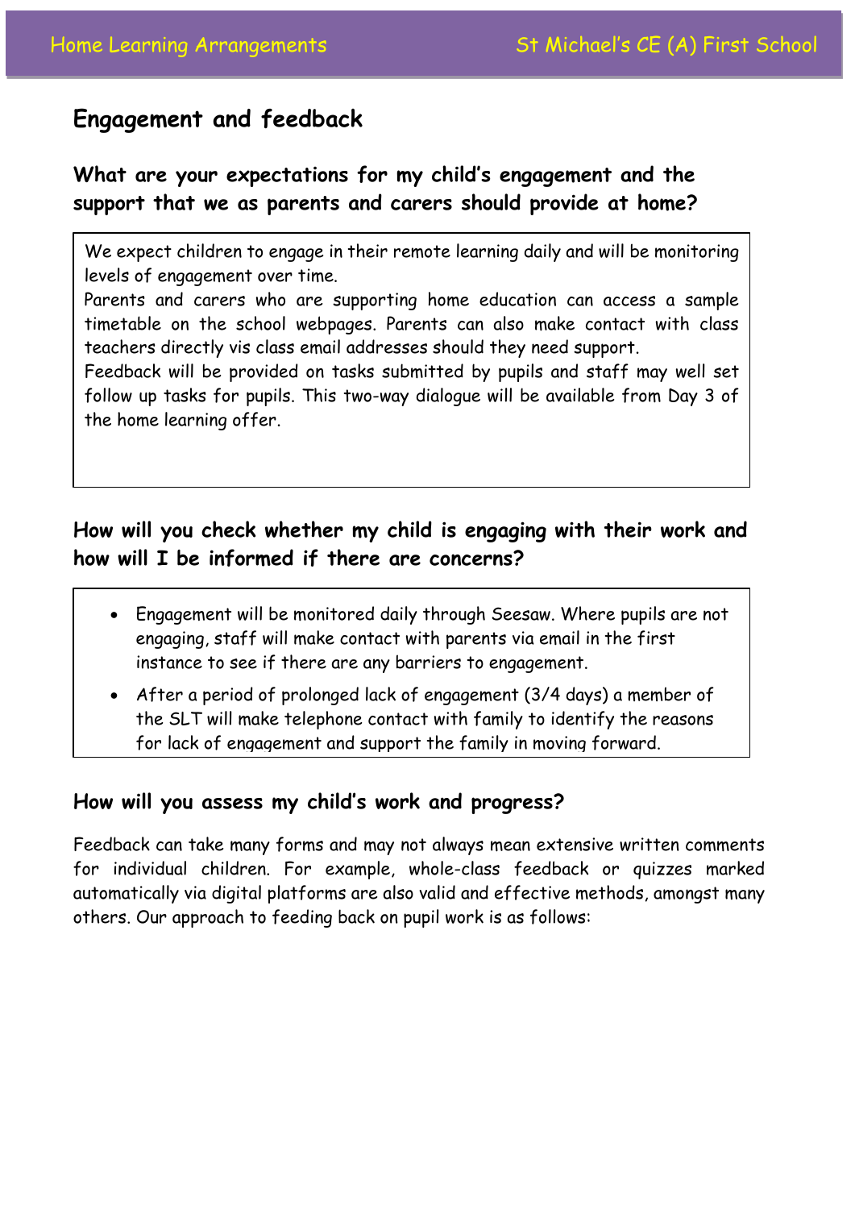## Engagement and feedback

### What are your expectations for my child's engagement and the support that we as parents and carers should provide at home?

We expect children to engage in their remote learning daily and will be monitoring levels of engagement over time.

Parents and carers who are supporting home education can access a sample timetable on the school webpages. Parents can also make contact with class teachers directly vis class email addresses should they need support.

Feedback will be provided on tasks submitted by pupils and staff may well set follow up tasks for pupils. This two-way dialogue will be available from Day 3 of the home learning offer.

### How will you check whether my child is engaging with their work and how will I be informed if there are concerns?

- Engagement will be monitored daily through Seesaw. Where pupils are not engaging, staff will make contact with parents via email in the first instance to see if there are any barriers to engagement.
- After a period of prolonged lack of engagement (3/4 days) a member of the SLT will make telephone contact with family to identify the reasons for lack of engagement and support the family in moving forward.

### How will you assess my child's work and progress?

Feedback can take many forms and may not always mean extensive written comments for individual children. For example, whole-class feedback or quizzes marked automatically via digital platforms are also valid and effective methods, amongst many others. Our approach to feeding back on pupil work is as follows: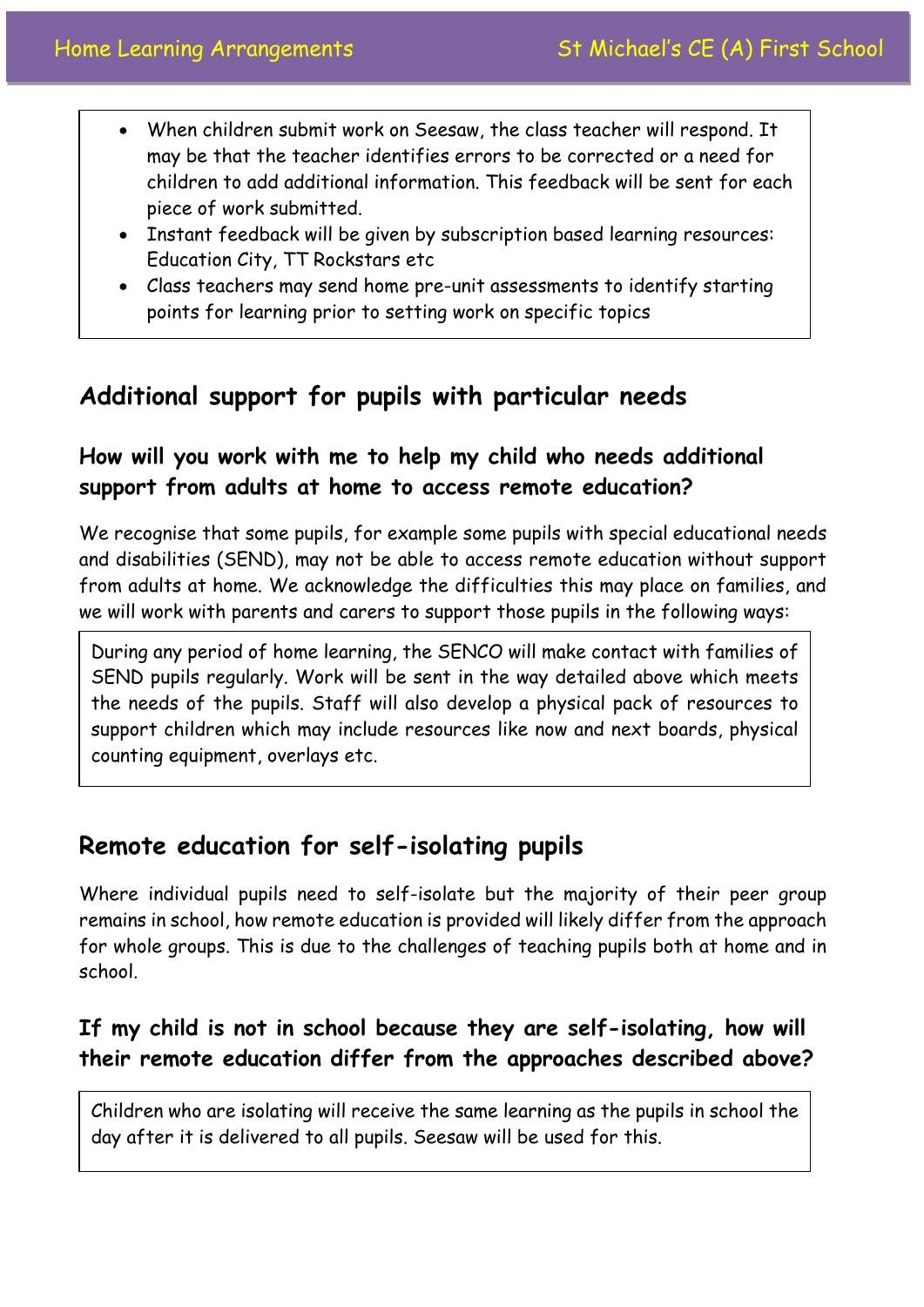- When children submit work on Seesaw, the class teacher will respond. It may be that the teacher identifies errors to be corrected or a need for children to add additional information. This feedback will be sent for each piece of work submitted.
- Instant feedback will be given by subscription based learning resources: Education City, TT Rockstars etc
- Class teachers may send home pre-unit assessments to identify starting points for learning prior to setting work on specific topics

## Additional support for pupils with particular needs

### How will you work with me to help my child who needs additional support from adults at home to access remote education?

We recognise that some pupils, for example some pupils with special educational needs and disabilities (SEND), may not be able to access remote education without support from adults at home. We acknowledge the difficulties this may place on families, and we will work with parents and carers to support those pupils in the following ways:

During any period of home learning, the SENCO will make contact with families of SEND pupils regularly. Work will be sent in the way detailed above which meets the needs of the pupils. Staff will also develop a physical pack of resources to support children which may include resources like now and next boards, physical counting equipment, overlays etc.

## Remote education for self-isolating pupils

Where individual pupils need to self-isolate but the majority of their peer group remains in school, how remote education is provided will likely differ from the approach for whole groups. This is due to the challenges of teaching pupils both at home and in school.

### If my child is not in school because they are self-isolating, how will their remote education differ from the approaches described above?

Children who are isolating will receive the same learning as the pupils in school the day after it is delivered to all pupils. Seesaw will be used for this.